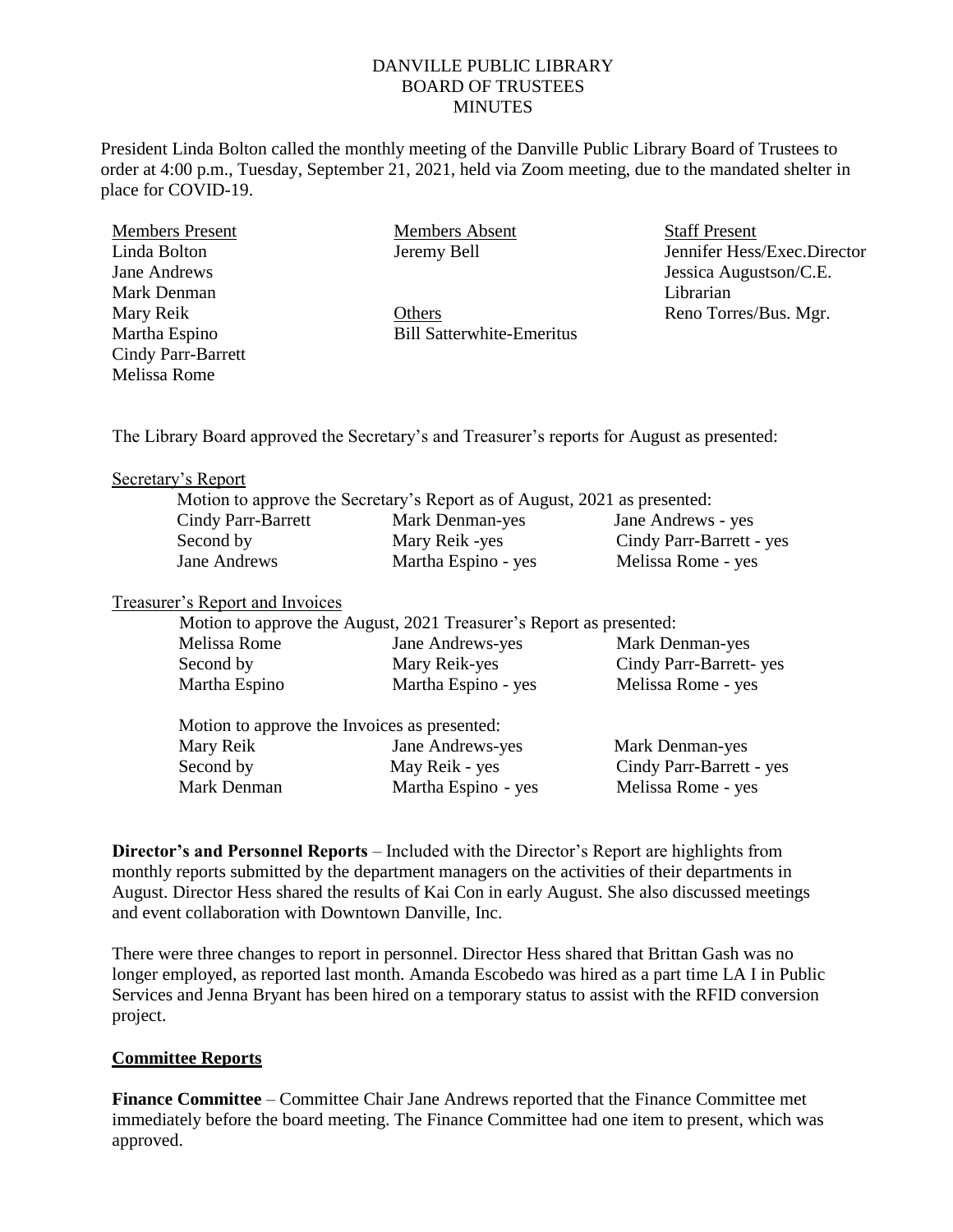DANVILLE PUBLIC LIBRARY
BOARD OF TRUSTEES
MINUTES

President Linda Bolton called the monthly meeting of the Danville Public Library Board of Trustees to order at 4:00 p.m., Tuesday, September 21, 2021, held via Zoom meeting, due to the mandated shelter in place for COVID-19.

| Members Present | Members Absent | Staff Present |
|---|---|---|
| Linda Bolton | Jeremy Bell | Jennifer Hess/Exec.Director |
| Jane Andrews | | Jessica Augustson/C.E. Librarian |
| Mark Denman | | |
| Mary Reik | Others | Reno Torres/Bus. Mgr. |
| Martha Espino | Bill Satterwhite-Emeritus | |
| Cindy Parr-Barrett | | |
| Melissa Rome | | |

The Library Board approved the Secretary's and Treasurer's reports for August as presented:

Secretary's Report

Motion to approve the Secretary's Report as of August, 2021 as presented:

| | | |
|---|---|---|
| Cindy Parr-Barrett | Mark Denman-yes | Jane Andrews - yes |
| Second by | Mary Reik -yes | Cindy Parr-Barrett - yes |
| Jane Andrews | Martha Espino - yes | Melissa Rome - yes |

Treasurer's Report and Invoices

Motion to approve the August, 2021 Treasurer's Report as presented:

| | | |
|---|---|---|
| Melissa Rome | Jane Andrews-yes | Mark Denman-yes |
| Second by | Mary Reik-yes | Cindy Parr-Barrett- yes |
| Martha Espino | Martha Espino - yes | Melissa Rome - yes |

Motion to approve the Invoices as presented:

| | | |
|---|---|---|
| Mary Reik | Jane Andrews-yes | Mark Denman-yes |
| Second by | May Reik - yes | Cindy Parr-Barrett - yes |
| Mark Denman | Martha Espino - yes | Melissa Rome - yes |

**Director's and Personnel Reports** – Included with the Director's Report are highlights from monthly reports submitted by the department managers on the activities of their departments in August. Director Hess shared the results of Kai Con in early August. She also discussed meetings and event collaboration with Downtown Danville, Inc.

There were three changes to report in personnel. Director Hess shared that Brittan Gash was no longer employed, as reported last month. Amanda Escobedo was hired as a part time LA I in Public Services and Jenna Bryant has been hired on a temporary status to assist with the RFID conversion project.

## Committee Reports

**Finance Committee** – Committee Chair Jane Andrews reported that the Finance Committee met immediately before the board meeting. The Finance Committee had one item to present, which was approved.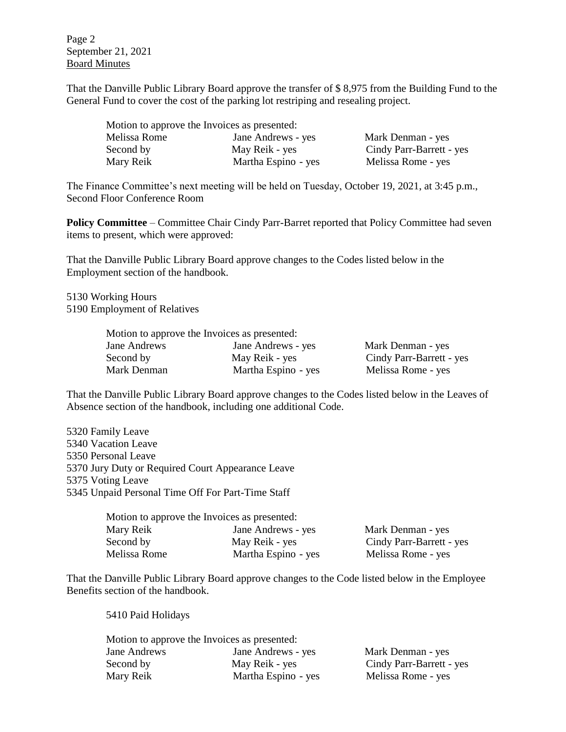That the Danville Public Library Board approve the transfer of $ 8,975 from the Building Fund to the General Fund to cover the cost of the parking lot restriping and resealing project.

| Motion to approve the Invoices as presented: | | |
|---|---|---|
| Melissa Rome | Jane Andrews - yes | Mark Denman - yes |
| Second by | May Reik - yes | Cindy Parr-Barrett - yes |
| Mary Reik | Martha Espino - yes | Melissa Rome - yes |

The Finance Committee's next meeting will be held on Tuesday, October 19, 2021, at 3:45 p.m., Second Floor Conference Room

**Policy Committee** – Committee Chair Cindy Parr-Barret reported that Policy Committee had seven items to present, which were approved:

That the Danville Public Library Board approve changes to the Codes listed below in the Employment section of the handbook.

5130 Working Hours
5190 Employment of Relatives

| Motion to approve the Invoices as presented: | | |
|---|---|---|
| Jane Andrews | Jane Andrews - yes | Mark Denman - yes |
| Second by | May Reik - yes | Cindy Parr-Barrett - yes |
| Mark Denman | Martha Espino - yes | Melissa Rome - yes |

That the Danville Public Library Board approve changes to the Codes listed below in the Leaves of Absence section of the handbook, including one additional Code.

5320 Family Leave
5340 Vacation Leave
5350 Personal Leave
5370 Jury Duty or Required Court Appearance Leave
5375 Voting Leave
5345 Unpaid Personal Time Off For Part-Time Staff

| Motion to approve the Invoices as presented: | | |
|---|---|---|
| Mary Reik | Jane Andrews - yes | Mark Denman - yes |
| Second by | May Reik - yes | Cindy Parr-Barrett - yes |
| Melissa Rome | Martha Espino - yes | Melissa Rome - yes |

That the Danville Public Library Board approve changes to the Code listed below in the Employee Benefits section of the handbook.

5410 Paid Holidays

| Motion to approve the Invoices as presented: | | |
|---|---|---|
| Jane Andrews | Jane Andrews - yes | Mark Denman - yes |
| Second by | May Reik - yes | Cindy Parr-Barrett - yes |
| Mary Reik | Martha Espino - yes | Melissa Rome - yes |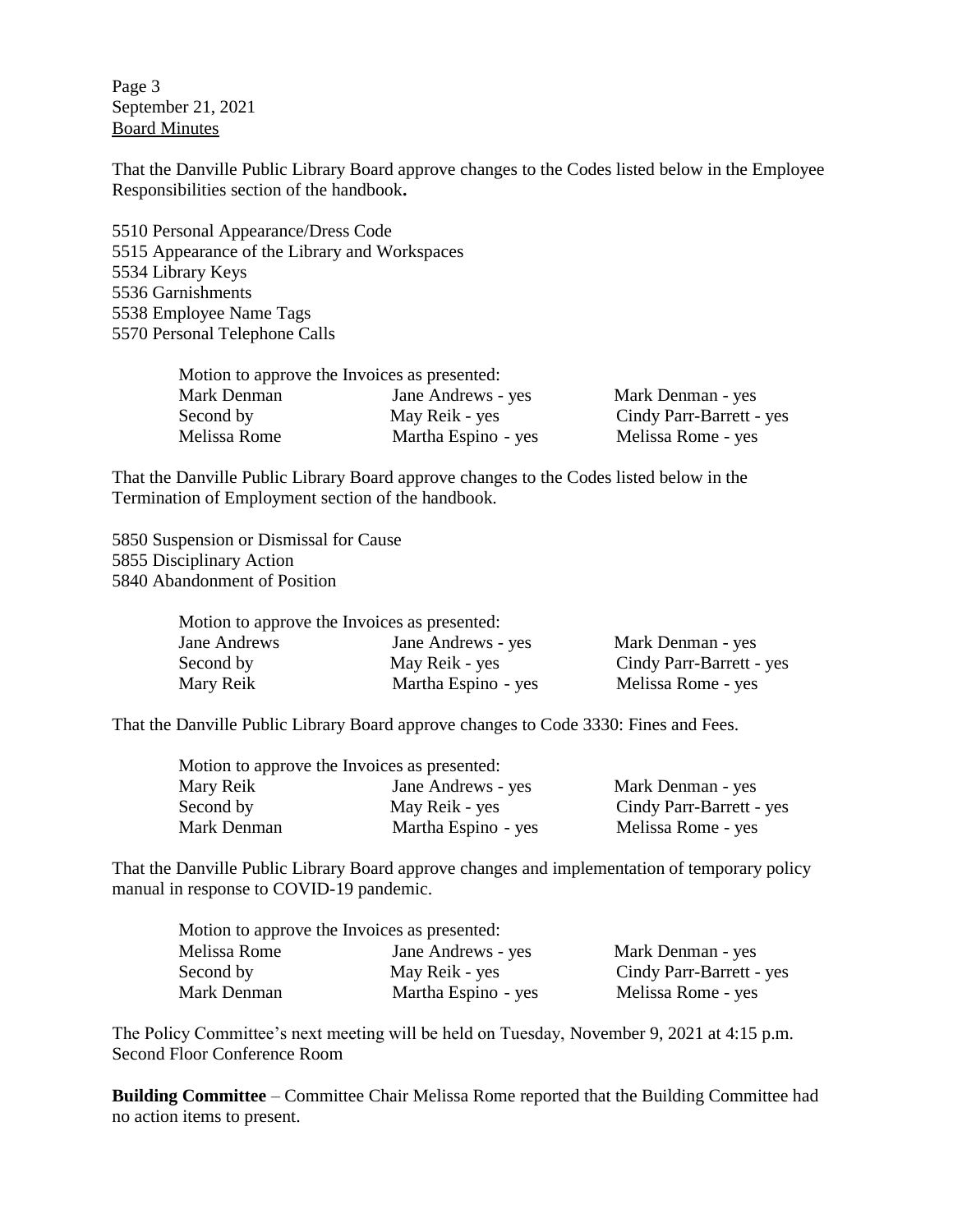That the Danville Public Library Board approve changes to the Codes listed below in the Employee Responsibilities section of the handbook**.**

5510 Personal Appearance/Dress Code
5515 Appearance of the Library and Workspaces
5534 Library Keys
5536 Garnishments
5538 Employee Name Tags
5570 Personal Telephone Calls

| Motion to approve the Invoices as presented: | | |
|---|---|---|
| Mark Denman | Jane Andrews - yes | Mark Denman - yes |
| Second by | May Reik - yes | Cindy Parr-Barrett - yes |
| Melissa Rome | Martha Espino - yes | Melissa Rome - yes |

That the Danville Public Library Board approve changes to the Codes listed below in the Termination of Employment section of the handbook.

5850 Suspension or Dismissal for Cause
5855 Disciplinary Action
5840 Abandonment of Position

| Motion to approve the Invoices as presented: | | |
|---|---|---|
| Jane Andrews | Jane Andrews - yes | Mark Denman - yes |
| Second by | May Reik - yes | Cindy Parr-Barrett - yes |
| Mary Reik | Martha Espino - yes | Melissa Rome - yes |

That the Danville Public Library Board approve changes to Code 3330: Fines and Fees.

| Motion to approve the Invoices as presented: | | |
|---|---|---|
| Mary Reik | Jane Andrews - yes | Mark Denman - yes |
| Second by | May Reik - yes | Cindy Parr-Barrett - yes |
| Mark Denman | Martha Espino - yes | Melissa Rome - yes |

That the Danville Public Library Board approve changes and implementation of temporary policy manual in response to COVID-19 pandemic.

| Motion to approve the Invoices as presented: | | |
|---|---|---|
| Melissa Rome | Jane Andrews - yes | Mark Denman - yes |
| Second by | May Reik - yes | Cindy Parr-Barrett - yes |
| Mark Denman | Martha Espino - yes | Melissa Rome - yes |

The Policy Committee's next meeting will be held on Tuesday, November 9, 2021 at 4:15 p.m. Second Floor Conference Room

**Building Committee** – Committee Chair Melissa Rome reported that the Building Committee had no action items to present.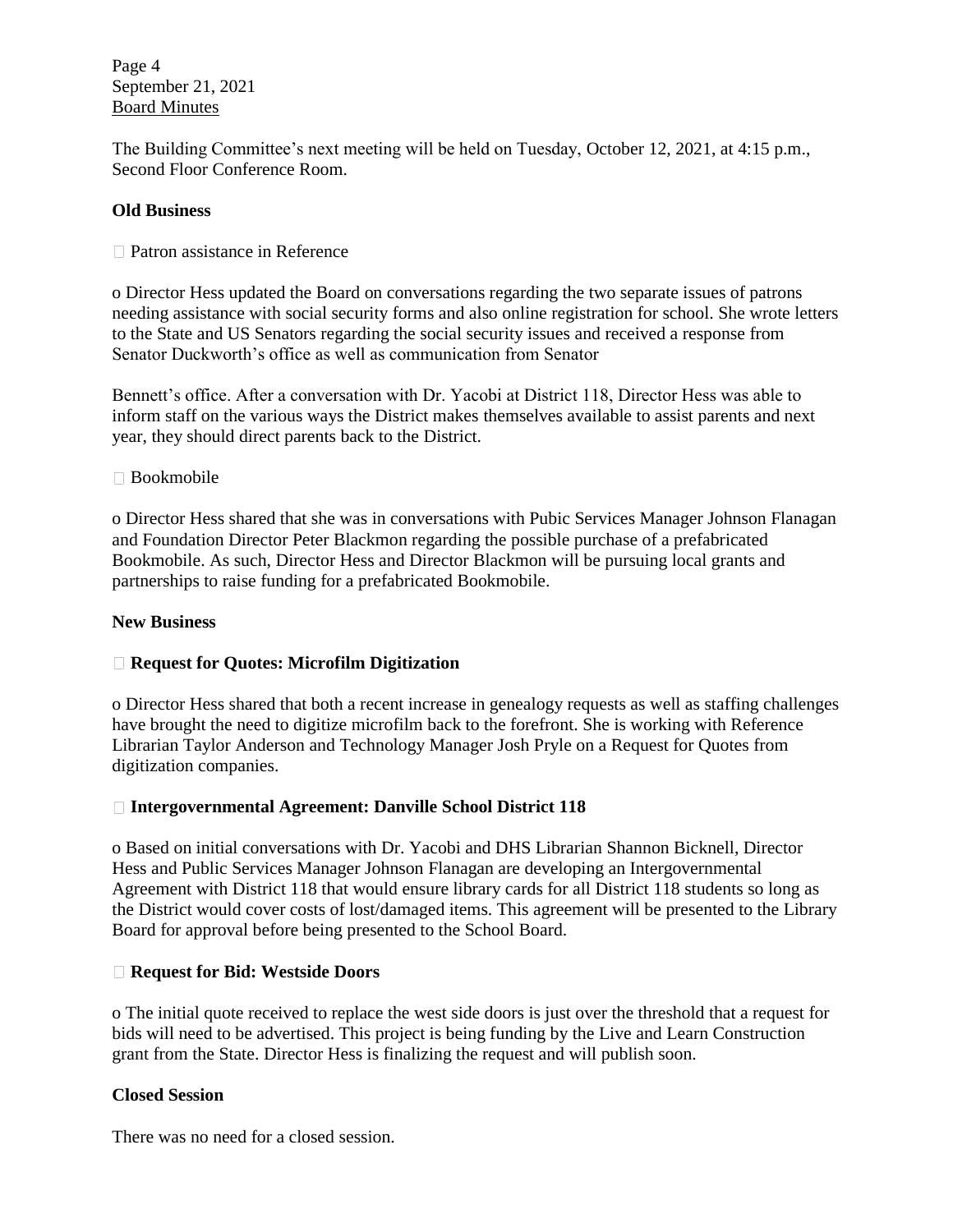The Building Committee's next meeting will be held on Tuesday, October 12, 2021, at 4:15 p.m., Second Floor Conference Room.

**Old Business**

- Patron assistance in Reference

  - Director Hess updated the Board on conversations regarding the two separate issues of patrons needing assistance with social security forms and also online registration for school. She wrote letters to the State and US Senators regarding the social security issues and received a response from Senator Duckworth's office as well as communication from Senator Bennett's office. After a conversation with Dr. Yacobi at District 118, Director Hess was able to inform staff on the various ways the District makes themselves available to assist parents and next year, they should direct parents back to the District.

- Bookmobile

  - Director Hess shared that she was in conversations with Pubic Services Manager Johnson Flanagan and Foundation Director Peter Blackmon regarding the possible purchase of a prefabricated Bookmobile. As such, Director Hess and Director Blackmon will be pursuing local grants and partnerships to raise funding for a prefabricated Bookmobile.

**New Business**

- **Request for Quotes: Microfilm Digitization**

  - Director Hess shared that both a recent increase in genealogy requests as well as staffing challenges have brought the need to digitize microfilm back to the forefront. She is working with Reference Librarian Taylor Anderson and Technology Manager Josh Pryle on a Request for Quotes from digitization companies.

- **Intergovernmental Agreement: Danville School District 118**

  - Based on initial conversations with Dr. Yacobi and DHS Librarian Shannon Bicknell, Director Hess and Public Services Manager Johnson Flanagan are developing an Intergovernmental Agreement with District 118 that would ensure library cards for all District 118 students so long as the District would cover costs of lost/damaged items. This agreement will be presented to the Library Board for approval before being presented to the School Board.

- **Request for Bid: Westside Doors**

  - The initial quote received to replace the west side doors is just over the threshold that a request for bids will need to be advertised. This project is being funding by the Live and Learn Construction grant from the State. Director Hess is finalizing the request and will publish soon.

**Closed Session**

There was no need for a closed session.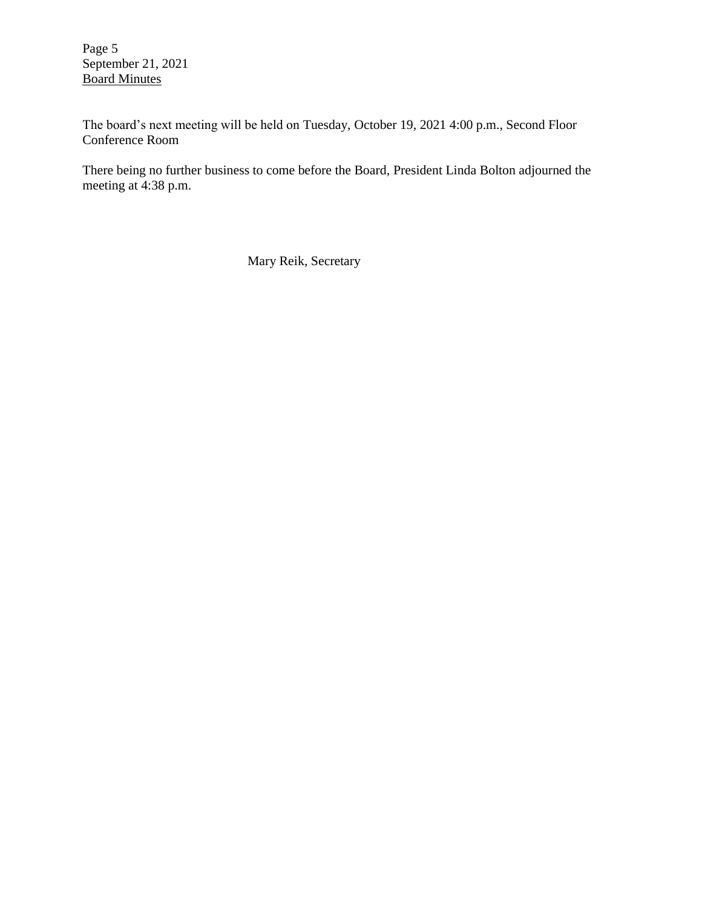The board's next meeting will be held on Tuesday, October 19, 2021 4:00 p.m., Second Floor Conference Room

There being no further business to come before the Board, President Linda Bolton adjourned the meeting at 4:38 p.m.

Mary Reik, Secretary